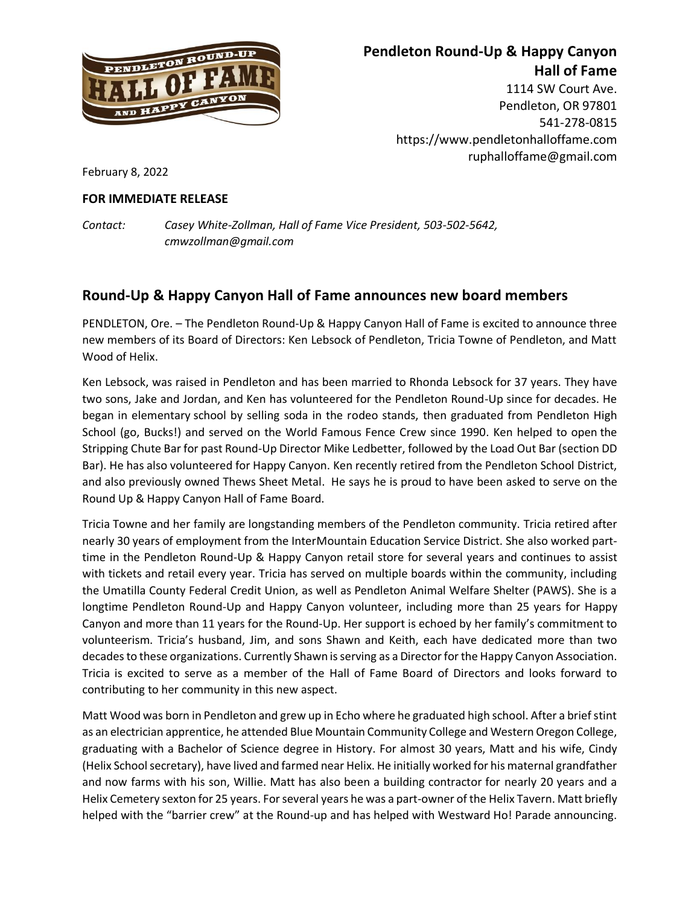**Pendleton Round-Up & Happy Canyon Hall of Fame**
1114 SW Court Ave.
Pendleton, OR 97801
541-278-0815
https://www.pendletonhalloffame.com
ruphalloffame@gmail.com

February 8, 2022

**FOR IMMEDIATE RELEASE**

*Contact: Casey White-Zollman, Hall of Fame Vice President, 503-502-5642, cmwzollman@gmail.com*

## Round-Up & Happy Canyon Hall of Fame announces new board members

PENDLETON, Ore. – The Pendleton Round-Up & Happy Canyon Hall of Fame is excited to announce three new members of its Board of Directors: Ken Lebsock of Pendleton, Tricia Towne of Pendleton, and Matt Wood of Helix.

Ken Lebsock, was raised in Pendleton and has been married to Rhonda Lebsock for 37 years. They have two sons, Jake and Jordan, and Ken has volunteered for the Pendleton Round-Up since for decades. He began in elementary school by selling soda in the rodeo stands, then graduated from Pendleton High School (go, Bucks!) and served on the World Famous Fence Crew since 1990. Ken helped to open the Stripping Chute Bar for past Round-Up Director Mike Ledbetter, followed by the Load Out Bar (section DD Bar). He has also volunteered for Happy Canyon. Ken recently retired from the Pendleton School District, and also previously owned Thews Sheet Metal. He says he is proud to have been asked to serve on the Round Up & Happy Canyon Hall of Fame Board.

Tricia Towne and her family are longstanding members of the Pendleton community. Tricia retired after nearly 30 years of employment from the InterMountain Education Service District. She also worked part-time in the Pendleton Round-Up & Happy Canyon retail store for several years and continues to assist with tickets and retail every year. Tricia has served on multiple boards within the community, including the Umatilla County Federal Credit Union, as well as Pendleton Animal Welfare Shelter (PAWS). She is a longtime Pendleton Round-Up and Happy Canyon volunteer, including more than 25 years for Happy Canyon and more than 11 years for the Round-Up. Her support is echoed by her family's commitment to volunteerism. Tricia's husband, Jim, and sons Shawn and Keith, each have dedicated more than two decades to these organizations. Currently Shawn is serving as a Director for the Happy Canyon Association. Tricia is excited to serve as a member of the Hall of Fame Board of Directors and looks forward to contributing to her community in this new aspect.

Matt Wood was born in Pendleton and grew up in Echo where he graduated high school. After a brief stint as an electrician apprentice, he attended Blue Mountain Community College and Western Oregon College, graduating with a Bachelor of Science degree in History. For almost 30 years, Matt and his wife, Cindy (Helix School secretary), have lived and farmed near Helix. He initially worked for his maternal grandfather and now farms with his son, Willie. Matt has also been a building contractor for nearly 20 years and a Helix Cemetery sexton for 25 years. For several years he was a part-owner of the Helix Tavern. Matt briefly helped with the "barrier crew" at the Round-up and has helped with Westward Ho! Parade announcing.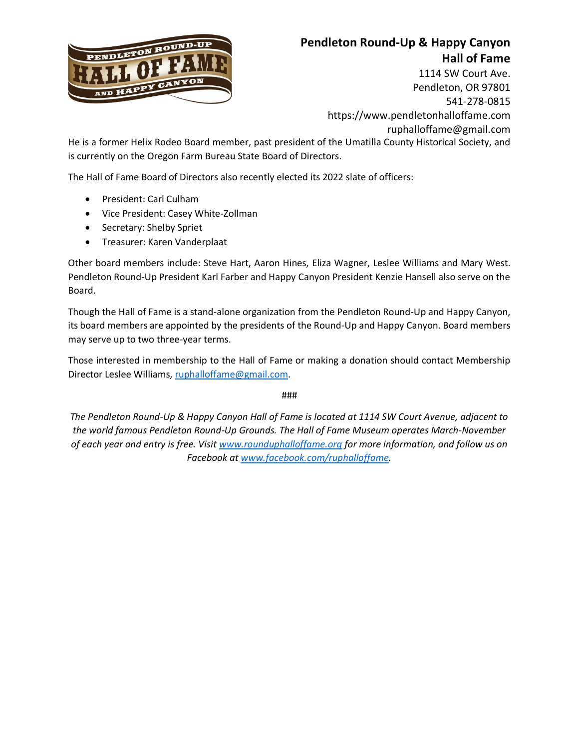**Pendleton Round-Up & Happy Canyon Hall of Fame**
1114 SW Court Ave.
Pendleton, OR 97801
541-278-0815
https://www.pendletonhalloffame.com
ruphalloffame@gmail.com

He is a former Helix Rodeo Board member, past president of the Umatilla County Historical Society, and is currently on the Oregon Farm Bureau State Board of Directors.

The Hall of Fame Board of Directors also recently elected its 2022 slate of officers:

- President: Carl Culham
- Vice President: Casey White-Zollman
- Secretary: Shelby Spriet
- Treasurer: Karen Vanderplaat

Other board members include: Steve Hart, Aaron Hines, Eliza Wagner, Leslee Williams and Mary West. Pendleton Round-Up President Karl Farber and Happy Canyon President Kenzie Hansell also serve on the Board.

Though the Hall of Fame is a stand-alone organization from the Pendleton Round-Up and Happy Canyon, its board members are appointed by the presidents of the Round-Up and Happy Canyon. Board members may serve up to two three-year terms.

Those interested in membership to the Hall of Fame or making a donation should contact Membership Director Leslee Williams, ruphalloffame@gmail.com.

###

*The Pendleton Round-Up & Happy Canyon Hall of Fame is located at 1114 SW Court Avenue, adjacent to the world famous Pendleton Round-Up Grounds. The Hall of Fame Museum operates March-November of each year and entry is free. Visit www.rounduphalloffame.org for more information, and follow us on Facebook at www.facebook.com/ruphalloffame.*